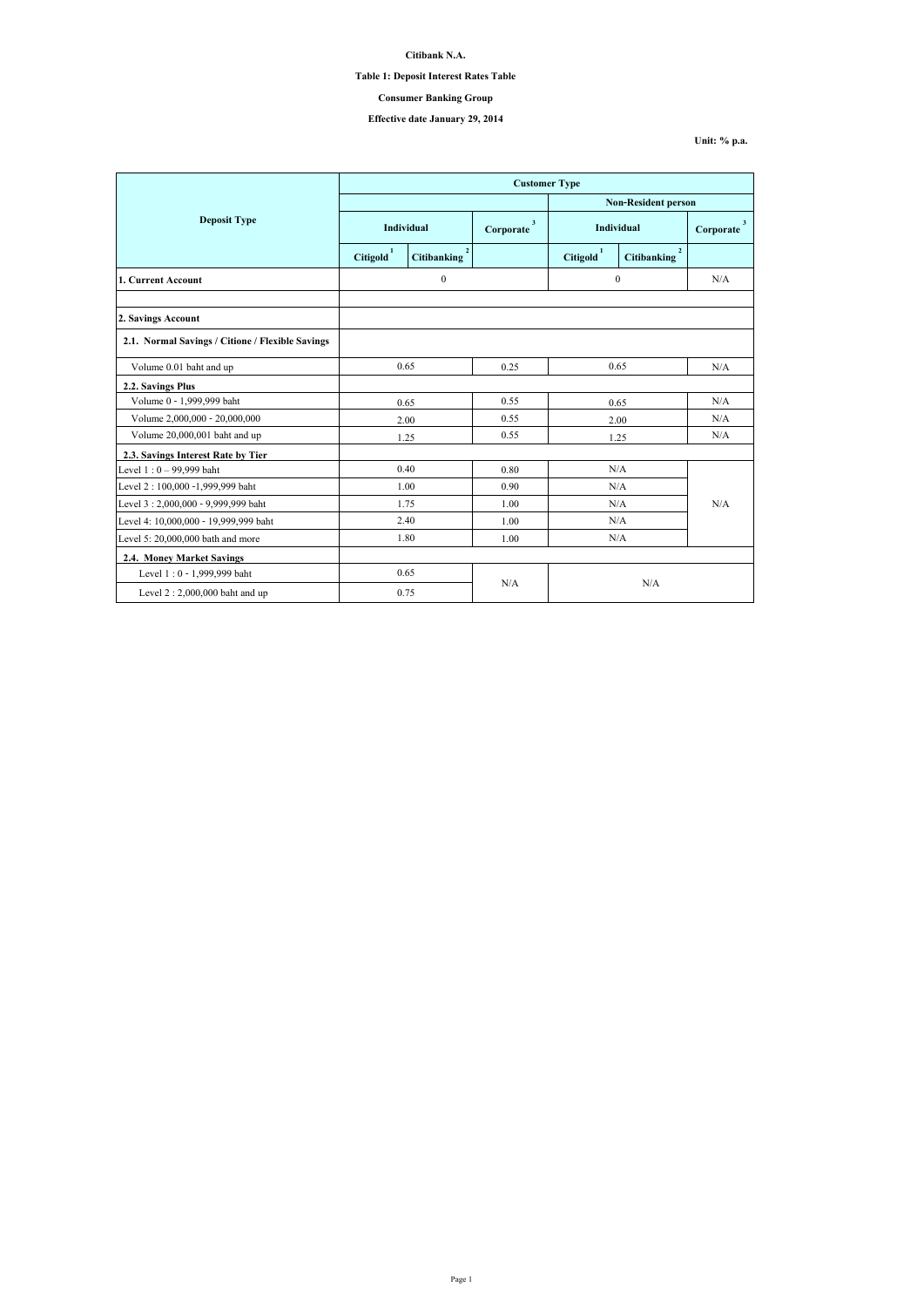**Citibank N.A.**

**Table 1: Deposit Interest Rates Table**

**Consumer Banking Group**

**Effective date January 29, 2014**

**Unit: % p.a.**

| Deposit Type | Customer Type | | | | | |
|---|---|---|---|---|---|---|
| | | | | Non-Resident person | | |
| | Individual | | Corporate [3] | Individual | | Corporate [3] |
| | Citigold [1] | Citibanking [2] | | Citigold [1] | Citibanking [2] | |
| **1. Current Account** | 0 | | | 0 | | N/A |
| | | | | | | |
| **2. Savings Account** | | | | | | |
| **2.1. Normal Savings / Citione / Flexible Savings** | | | | | | |
| Volume 0.01 baht and up | 0.65 | | 0.25 | 0.65 | | N/A |
| **2.2. Savings Plus** | | | | | | |
| Volume 0 - 1,999,999 baht | 0.65 | | 0.55 | 0.65 | | N/A |
| Volume 2,000,000 - 20,000,000 | 2.00 | | 0.55 | 2.00 | | N/A |
| Volume 20,000,001 baht and up | 1.25 | | 0.55 | 1.25 | | N/A |
| **2.3. Savings Interest Rate by Tier** | | | | | | |
| Level 1 : 0 – 99,999 baht | 0.40 | | 0.80 | N/A | | N/A |
| Level 2 : 100,000 -1,999,999 baht | 1.00 | | 0.90 | N/A | | |
| Level 3 : 2,000,000 - 9,999,999 baht | 1.75 | | 1.00 | N/A | | |
| Level 4: 10,000,000 - 19,999,999 baht | 2.40 | | 1.00 | N/A | | |
| Level 5: 20,000,000 bath and more | 1.80 | | 1.00 | N/A | | |
| **2.4. Money Market Savings** | | | | | | |
| Level 1 : 0 - 1,999,999 baht | 0.65 | | N/A | N/A | | |
| Level 2 : 2,000,000 baht and up | 0.75 | | | | | |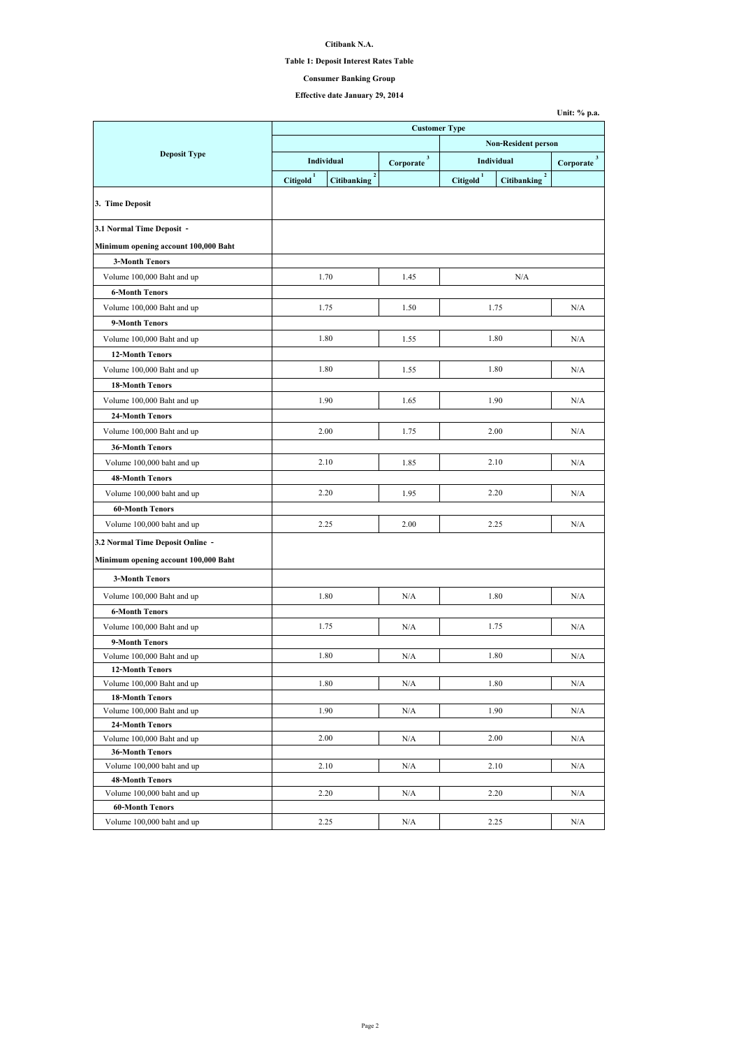**Citibank N.A.**

**Table 1: Deposit Interest Rates Table**

**Consumer Banking Group**

**Effective date January 29, 2014**

Unit: % p.a.

| Deposit Type | Customer Type | | | | | |
|---|---|---|---|---|---|---|
| | | | | Non-Resident person | | |
| | Individual | | Corporate [3] | Individual | | Corporate [3] |
| | Citigold [1] | Citibanking [2] | | Citigold [1] | Citibanking [2] | |
| **3. Time Deposit** | | | | | | |
| **3.1 Normal Time Deposit - Minimum opening account 100,000 Baht** | | | | | | |
| **3-Month Tenors** | | | | | | |
| Volume 100,000 Baht and up | 1.70 | | 1.45 | N/A | | |
| **6-Month Tenors** | | | | | | |
| Volume 100,000 Baht and up | 1.75 | | 1.50 | 1.75 | | N/A |
| **9-Month Tenors** | | | | | | |
| Volume 100,000 Baht and up | 1.80 | | 1.55 | 1.80 | | N/A |
| **12-Month Tenors** | | | | | | |
| Volume 100,000 Baht and up | 1.80 | | 1.55 | 1.80 | | N/A |
| **18-Month Tenors** | | | | | | |
| Volume 100,000 Baht and up | 1.90 | | 1.65 | 1.90 | | N/A |
| **24-Month Tenors** | | | | | | |
| Volume 100,000 Baht and up | 2.00 | | 1.75 | 2.00 | | N/A |
| **36-Month Tenors** | | | | | | |
| Volume 100,000 baht and up | 2.10 | | 1.85 | 2.10 | | N/A |
| **48-Month Tenors** | | | | | | |
| Volume 100,000 baht and up | 2.20 | | 1.95 | 2.20 | | N/A |
| **60-Month Tenors** | | | | | | |
| Volume 100,000 baht and up | 2.25 | | 2.00 | 2.25 | | N/A |
| **3.2 Normal Time Deposit Online - Minimum opening account 100,000 Baht** | | | | | | |
| **3-Month Tenors** | | | | | | |
| Volume 100,000 Baht and up | 1.80 | | N/A | 1.80 | | N/A |
| **6-Month Tenors** | | | | | | |
| Volume 100,000 Baht and up | 1.75 | | N/A | 1.75 | | N/A |
| **9-Month Tenors** | | | | | | |
| Volume 100,000 Baht and up | 1.80 | | N/A | 1.80 | | N/A |
| **12-Month Tenors** | | | | | | |
| Volume 100,000 Baht and up | 1.80 | | N/A | 1.80 | | N/A |
| **18-Month Tenors** | | | | | | |
| Volume 100,000 Baht and up | 1.90 | | N/A | 1.90 | | N/A |
| **24-Month Tenors** | | | | | | |
| Volume 100,000 Baht and up | 2.00 | | N/A | 2.00 | | N/A |
| **36-Month Tenors** | | | | | | |
| Volume 100,000 baht and up | 2.10 | | N/A | 2.10 | | N/A |
| **48-Month Tenors** | | | | | | |
| Volume 100,000 baht and up | 2.20 | | N/A | 2.20 | | N/A |
| **60-Month Tenors** | | | | | | |
| Volume 100,000 baht and up | 2.25 | | N/A | 2.25 | | N/A |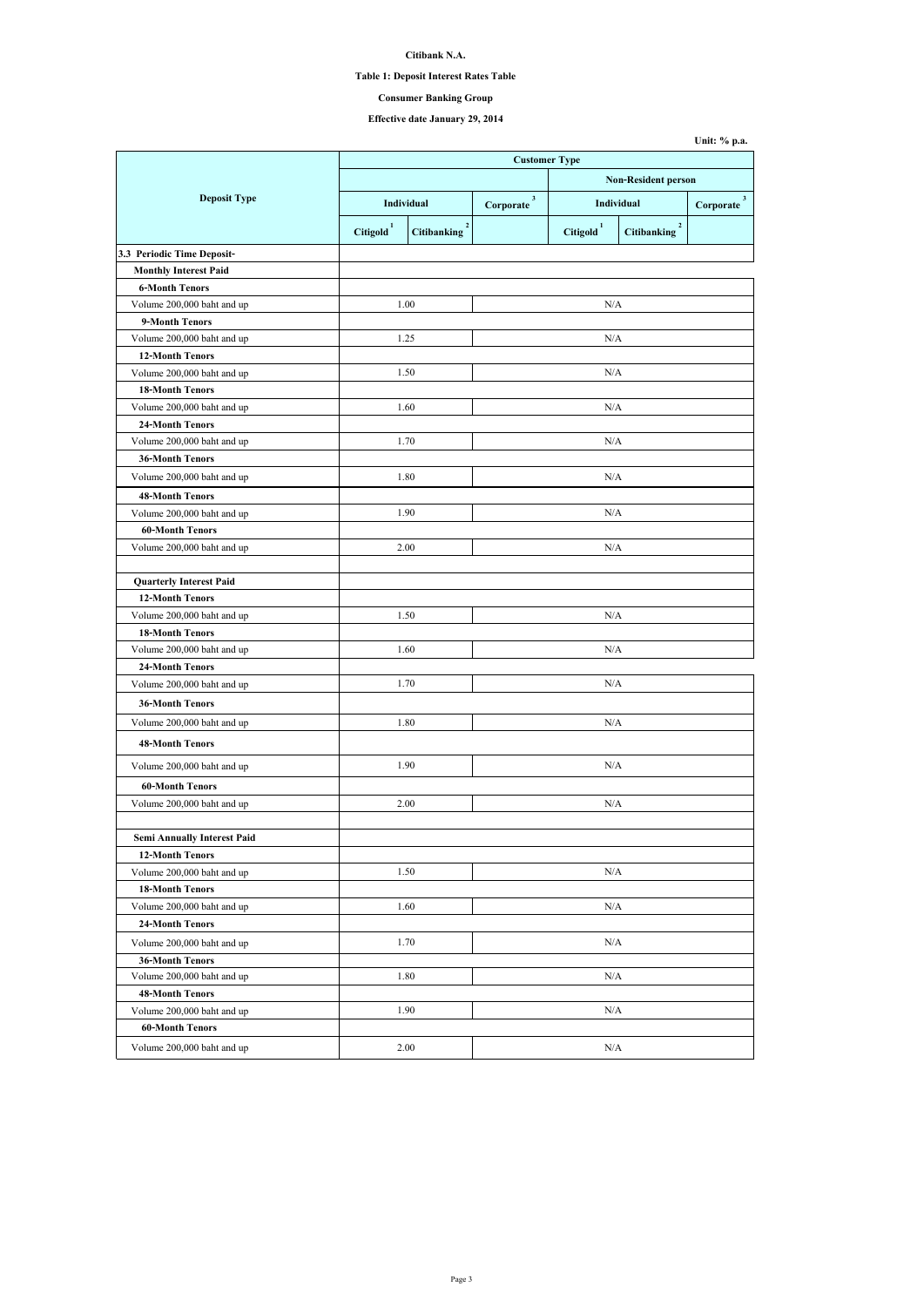**Citibank N.A.**

**Table 1: Deposit Interest Rates Table**

**Consumer Banking Group**

**Effective date January 29, 2014**

**Unit: % p.a.**

| Deposit Type | Customer Type | | | | | |
|---|---|---|---|---|---|---|
| | | | | Non-Resident person | | |
| | Individual | | Corporate [3] | Individual | | Corporate [3] |
| | Citigold [1] | Citibanking [2] | | Citigold [1] | Citibanking [2] | |
| **3.3 Periodic Time Deposit-** | | | | | | |
| **Monthly Interest Paid** | | | | | | |
| **6-Month Tenors** | | | | | | |
| Volume 200,000 baht and up | 1.00 | | N/A | | | |
| **9-Month Tenors** | | | | | | |
| Volume 200,000 baht and up | 1.25 | | N/A | | | |
| **12-Month Tenors** | | | | | | |
| Volume 200,000 baht and up | 1.50 | | N/A | | | |
| **18-Month Tenors** | | | | | | |
| Volume 200,000 baht and up | 1.60 | | N/A | | | |
| **24-Month Tenors** | | | | | | |
| Volume 200,000 baht and up | 1.70 | | N/A | | | |
| **36-Month Tenors** | | | | | | |
| Volume 200,000 baht and up | 1.80 | | N/A | | | |
| **48-Month Tenors** | | | | | | |
| Volume 200,000 baht and up | 1.90 | | N/A | | | |
| **60-Month Tenors** | | | | | | |
| Volume 200,000 baht and up | 2.00 | | N/A | | | |
| | | | | | | |
| **Quarterly Interest Paid** | | | | | | |
| **12-Month Tenors** | | | | | | |
| Volume 200,000 baht and up | 1.50 | | N/A | | | |
| **18-Month Tenors** | | | | | | |
| Volume 200,000 baht and up | 1.60 | | N/A | | | |
| **24-Month Tenors** | | | | | | |
| Volume 200,000 baht and up | 1.70 | | N/A | | | |
| **36-Month Tenors** | | | | | | |
| Volume 200,000 baht and up | 1.80 | | N/A | | | |
| **48-Month Tenors** | | | | | | |
| Volume 200,000 baht and up | 1.90 | | N/A | | | |
| **60-Month Tenors** | | | | | | |
| Volume 200,000 baht and up | 2.00 | | N/A | | | |
| | | | | | | |
| **Semi Annually Interest Paid** | | | | | | |
| **12-Month Tenors** | | | | | | |
| Volume 200,000 baht and up | 1.50 | | N/A | | | |
| **18-Month Tenors** | | | | | | |
| Volume 200,000 baht and up | 1.60 | | N/A | | | |
| **24-Month Tenors** | | | | | | |
| Volume 200,000 baht and up | 1.70 | | N/A | | | |
| **36-Month Tenors** | | | | | | |
| Volume 200,000 baht and up | 1.80 | | N/A | | | |
| **48-Month Tenors** | | | | | | |
| Volume 200,000 baht and up | 1.90 | | N/A | | | |
| **60-Month Tenors** | | | | | | |
| Volume 200,000 baht and up | 2.00 | | N/A | | | |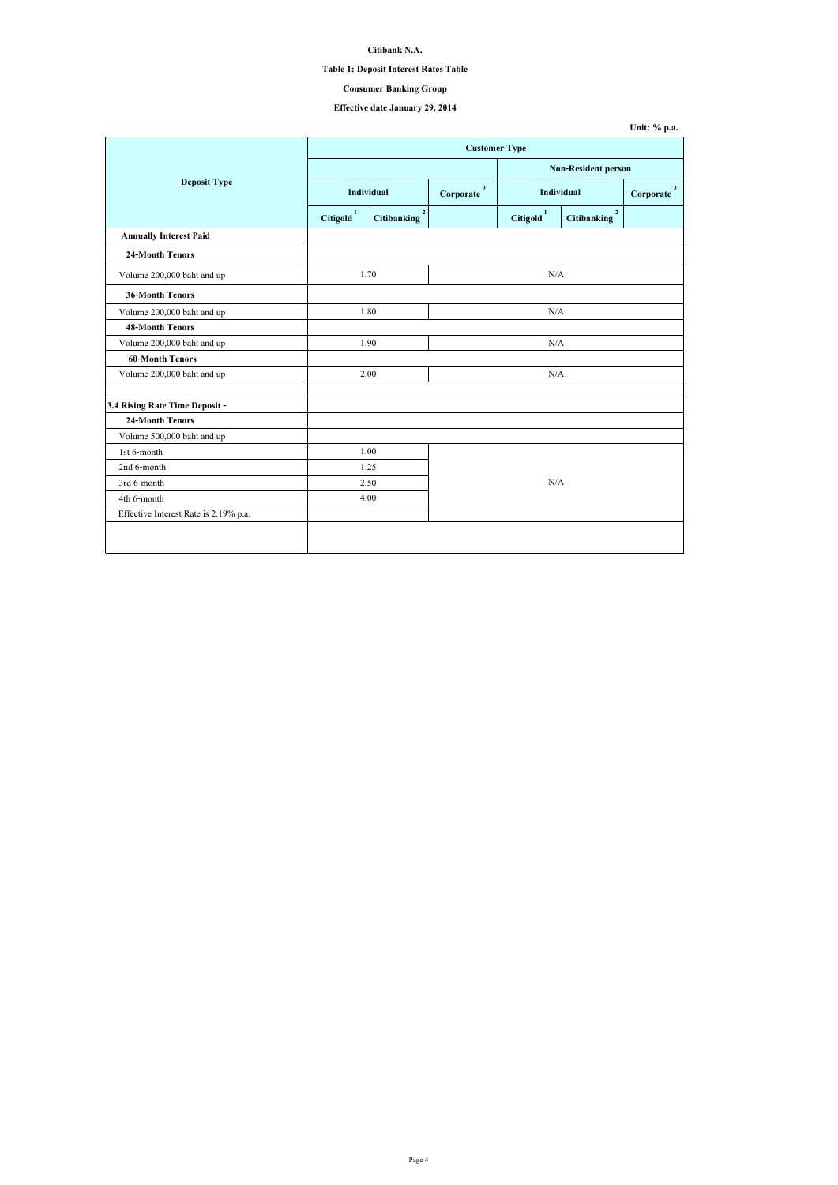**Citibank N.A.**

**Table 1: Deposit Interest Rates Table**

**Consumer Banking Group**

**Effective date January 29, 2014**

**Unit: % p.a.**

| Deposit Type | Customer Type | | | | | |
|---|---|---|---|---|---|---|
| | | | | Non-Resident person | | |
| | Individual | | Corporate [3] | Individual | | Corporate [3] |
| | Citigold [1] | Citibanking [2] | | Citigold [1] | Citibanking [2] | |
| **Annually Interest Paid** | | | | | | |
| **24-Month Tenors** | | | | | | |
| Volume 200,000 baht and up | 1.70 | | N/A | | | |
| **36-Month Tenors** | | | | | | |
| Volume 200,000 baht and up | 1.80 | | N/A | | | |
| **48-Month Tenors** | | | | | | |
| Volume 200,000 baht and up | 1.90 | | N/A | | | |
| **60-Month Tenors** | | | | | | |
| Volume 200,000 baht and up | 2.00 | | N/A | | | |
| | | | | | | |
| **3.4 Rising Rate Time Deposit -** | | | | | | |
| **24-Month Tenors** | | | | | | |
| Volume 500,000 baht and up | | | | | | |
| 1st 6-month | 1.00 | | N/A | | | |
| 2nd 6-month | 1.25 | | | | | |
| 3rd 6-month | 2.50 | | | | | |
| 4th 6-month | 4.00 | | | | | |
| Effective Interest Rate is 2.19% p.a. | | | | | | |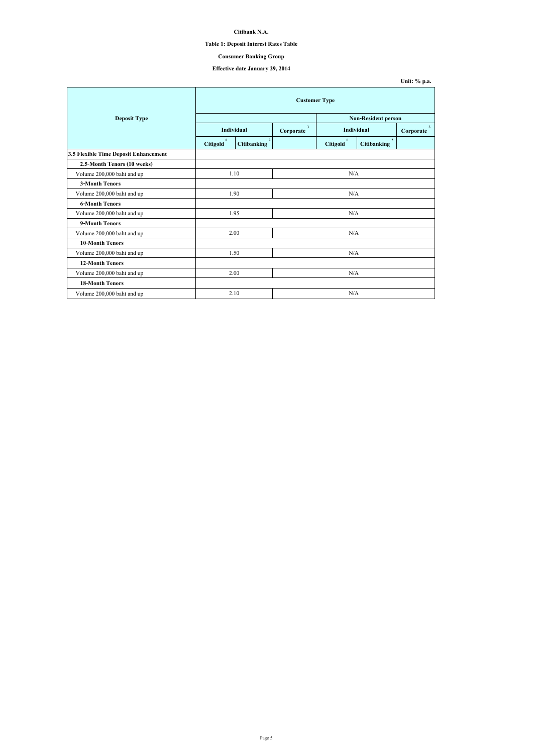**Citibank N.A.**

**Table 1: Deposit Interest Rates Table**

**Consumer Banking Group**

**Effective date January 29, 2014**

**Unit: % p.a.**

| Deposit Type | Customer Type | | | | | |
|---|---|---|---|---|---|---|
| | | | | Non-Resident person | | |
| | Individual | | Corporate [3] | Individual | | Corporate [3] |
| | Citigold [1] | Citibanking [2] | | Citigold [1] | Citibanking [2] | |
| **3.5 Flexible Time Deposit Enhancement** | | | | | | |
| **2.5-Month Tenors (10 weeks)** | | | | | | |
| Volume 200,000 baht and up | 1.10 | | N/A | | | |
| **3-Month Tenors** | | | | | | |
| Volume 200,000 baht and up | 1.90 | | N/A | | | |
| **6-Month Tenors** | | | | | | |
| Volume 200,000 baht and up | 1.95 | | N/A | | | |
| **9-Month Tenors** | | | | | | |
| Volume 200,000 baht and up | 2.00 | | N/A | | | |
| **10-Month Tenors** | | | | | | |
| Volume 200,000 baht and up | 1.50 | | N/A | | | |
| **12-Month Tenors** | | | | | | |
| Volume 200,000 baht and up | 2.00 | | N/A | | | |
| **18-Month Tenors** | | | | | | |
| Volume 200,000 baht and up | 2.10 | | N/A | | | |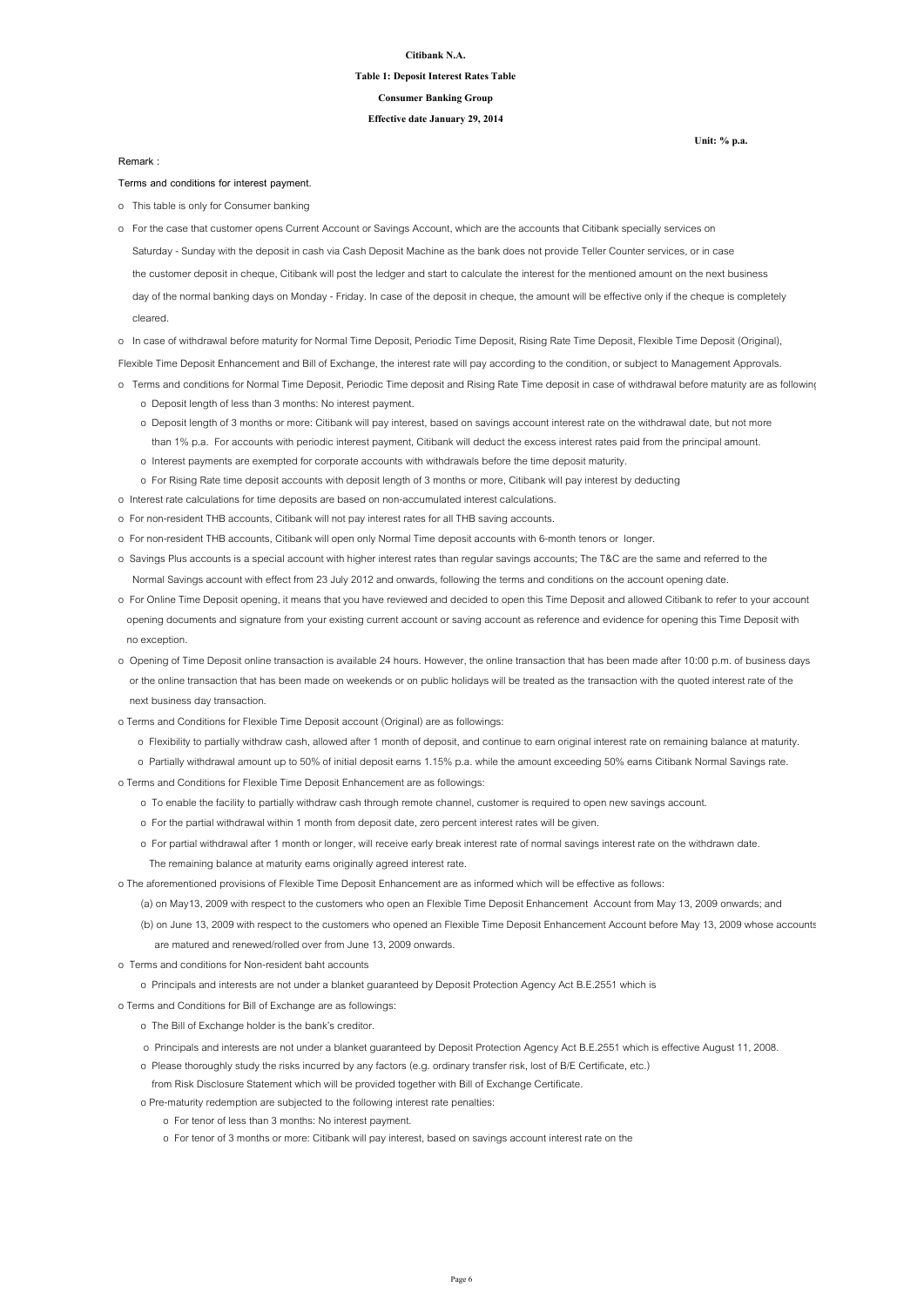**Citibank N.A.**

**Table 1: Deposit Interest Rates Table**

**Consumer Banking Group**

**Effective date January 29, 2014**

**Unit: % p.a.**

Remark :

Terms and conditions for interest payment.

- This table is only for Consumer banking
- For the case that customer opens Current Account or Savings Account, which are the accounts that Citibank specially services on Saturday - Sunday with the deposit in cash via Cash Deposit Machine as the bank does not provide Teller Counter services, or in case the customer deposit in cheque, Citibank will post the ledger and start to calculate the interest for the mentioned amount on the next business day of the normal banking days on Monday - Friday. In case of the deposit in cheque, the amount will be effective only if the cheque is completely cleared.
- In case of withdrawal before maturity for Normal Time Deposit, Periodic Time Deposit, Rising Rate Time Deposit, Flexible Time Deposit (Original), Flexible Time Deposit Enhancement and Bill of Exchange, the interest rate will pay according to the condition, or subject to Management Approvals.
- Terms and conditions for Normal Time Deposit, Periodic Time deposit and Rising Rate Time deposit in case of withdrawal before maturity are as following
  - Deposit length of less than 3 months: No interest payment.
  - Deposit length of 3 months or more: Citibank will pay interest, based on savings account interest rate on the withdrawal date, but not more than 1% p.a. For accounts with periodic interest payment, Citibank will deduct the excess interest rates paid from the principal amount.
  - Interest payments are exempted for corporate accounts with withdrawals before the time deposit maturity.
  - For Rising Rate time deposit accounts with deposit length of 3 months or more, Citibank will pay interest by deducting
- Interest rate calculations for time deposits are based on non-accumulated interest calculations.
- For non-resident THB accounts, Citibank will not pay interest rates for all THB saving accounts.
- For non-resident THB accounts, Citibank will open only Normal Time deposit accounts with 6-month tenors or longer.
- Savings Plus accounts is a special account with higher interest rates than regular savings accounts; The T&C are the same and referred to the Normal Savings account with effect from 23 July 2012 and onwards, following the terms and conditions on the account opening date.
- For Online Time Deposit opening, it means that you have reviewed and decided to open this Time Deposit and allowed Citibank to refer to your account opening documents and signature from your existing current account or saving account as reference and evidence for opening this Time Deposit with no exception.
- Opening of Time Deposit online transaction is available 24 hours. However, the online transaction that has been made after 10:00 p.m. of business days or the online transaction that has been made on weekends or on public holidays will be treated as the transaction with the quoted interest rate of the next business day transaction.
- Terms and Conditions for Flexible Time Deposit account (Original) are as followings:
  - Flexibility to partially withdraw cash, allowed after 1 month of deposit, and continue to earn original interest rate on remaining balance at maturity.
  - Partially withdrawal amount up to 50% of initial deposit earns 1.15% p.a. while the amount exceeding 50% earns Citibank Normal Savings rate.
- Terms and Conditions for Flexible Time Deposit Enhancement are as followings:
  - To enable the facility to partially withdraw cash through remote channel, customer is required to open new savings account.
  - For the partial withdrawal within 1 month from deposit date, zero percent interest rates will be given.
  - For partial withdrawal after 1 month or longer, will receive early break interest rate of normal savings interest rate on the withdrawn date. The remaining balance at maturity earns originally agreed interest rate.
- The aforementioned provisions of Flexible Time Deposit Enhancement are as informed which will be effective as follows:
  - (a) on May13, 2009 with respect to the customers who open an Flexible Time Deposit Enhancement Account from May 13, 2009 onwards; and
  - (b) on June 13, 2009 with respect to the customers who opened an Flexible Time Deposit Enhancement Account before May 13, 2009 whose accounts are matured and renewed/rolled over from June 13, 2009 onwards.
- Terms and conditions for Non-resident baht accounts
  - Principals and interests are not under a blanket guaranteed by Deposit Protection Agency Act B.E.2551 which is
- Terms and Conditions for Bill of Exchange are as followings:
  - The Bill of Exchange holder is the bank's creditor.
  - Principals and interests are not under a blanket guaranteed by Deposit Protection Agency Act B.E.2551 which is effective August 11, 2008.
  - Please thoroughly study the risks incurred by any factors (e.g. ordinary transfer risk, lost of B/E Certificate, etc.) from Risk Disclosure Statement which will be provided together with Bill of Exchange Certificate.
  - Pre-maturity redemption are subjected to the following interest rate penalties:
    - For tenor of less than 3 months: No interest payment.
    - For tenor of 3 months or more: Citibank will pay interest, based on savings account interest rate on the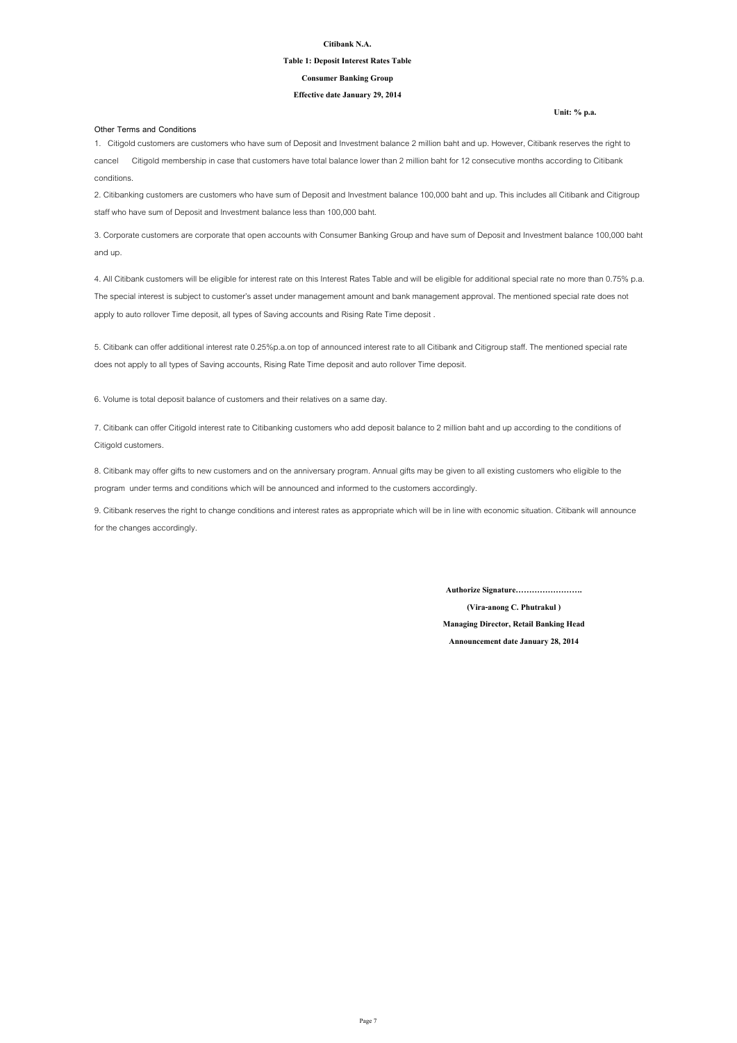**Citibank N.A.**

**Table 1: Deposit Interest Rates Table**

**Consumer Banking Group**

**Effective date January 29, 2014**

**Unit: % p.a.**

**Other Terms and Conditions**

1. Citigold customers are customers who have sum of Deposit and Investment balance 2 million baht and up. However, Citibank reserves the right to cancel Citigold membership in case that customers have total balance lower than 2 million baht for 12 consecutive months according to Citibank conditions.

2. Citibanking customers are customers who have sum of Deposit and Investment balance 100,000 baht and up. This includes all Citibank and Citigroup staff who have sum of Deposit and Investment balance less than 100,000 baht.

3. Corporate customers are corporate that open accounts with Consumer Banking Group and have sum of Deposit and Investment balance 100,000 baht and up.

4. All Citibank customers will be eligible for interest rate on this Interest Rates Table and will be eligible for additional special rate no more than 0.75% p.a. The special interest is subject to customer's asset under management amount and bank management approval. The mentioned special rate does not apply to auto rollover Time deposit, all types of Saving accounts and Rising Rate Time deposit .

5. Citibank can offer additional interest rate 0.25%p.a.on top of announced interest rate to all Citibank and Citigroup staff. The mentioned special rate does not apply to all types of Saving accounts, Rising Rate Time deposit and auto rollover Time deposit.

6. Volume is total deposit balance of customers and their relatives on a same day.

7. Citibank can offer Citigold interest rate to Citibanking customers who add deposit balance to 2 million baht and up according to the conditions of Citigold customers.

8. Citibank may offer gifts to new customers and on the anniversary program. Annual gifts may be given to all existing customers who eligible to the program under terms and conditions which will be announced and informed to the customers accordingly.

9. Citibank reserves the right to change conditions and interest rates as appropriate which will be in line with economic situation. Citibank will announce for the changes accordingly.

**Authorize Signature…………………….**

**(Vira-anong C. Phutrakul )**

**Managing Director, Retail Banking Head**

**Announcement date January 28, 2014**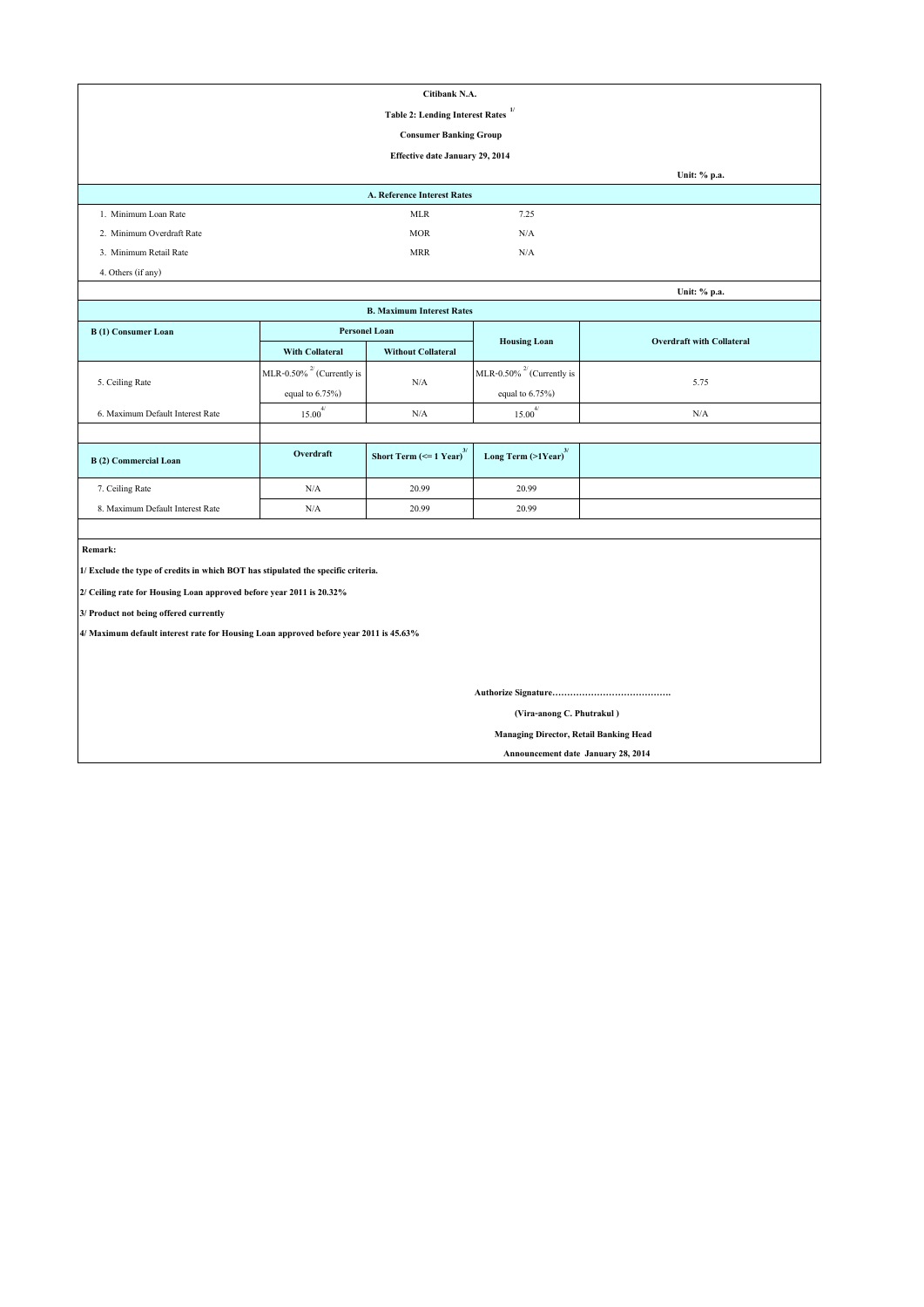**Citibank N.A.**

**Table 2: Lending Interest Rates [1/]**

**Consumer Banking Group**

**Effective date January 29, 2014**

**Unit: % p.a.**

| A. Reference Interest Rates | | |
|---|---|---|
| 1. Minimum Loan Rate | MLR | 7.25 |
| 2. Minimum Overdraft Rate | MOR | N/A |
| 3. Minimum Retail Rate | MRR | N/A |
| 4. Others (if any) | | |

**Unit: % p.a.**

**B. Maximum Interest Rates**

| B (1) Consumer Loan | Personel Loan | | Housing Loan | Overdraft with Collateral |
|---|---|---|---|---|
| | With Collateral | Without Collateral | | |
| 5. Ceiling Rate | MLR-0.50% [2/] (Currently is equal to 6.75%) | N/A | MLR-0.50% [2/] (Currently is equal to 6.75%) | 5.75 |
| 6. Maximum Default Interest Rate | 15.00 [4/] | N/A | 15.00 [4/] | N/A |

| B (2) Commercial Loan | Overdraft | Short Term (<= 1 Year) [3/] | Long Term (>1Year) [3/] |
|---|---|---|---|
| 7. Ceiling Rate | N/A | 20.99 | 20.99 |
| 8. Maximum Default Interest Rate | N/A | 20.99 | 20.99 |

**Remark:**

**1/ Exclude the type of credits in which BOT has stipulated the specific criteria.**

**2/ Ceiling rate for Housing Loan approved before year 2011 is 20.32%**

**3/ Product not being offered currently**

**4/ Maximum default interest rate for Housing Loan approved before year 2011 is 45.63%**

**Authorize Signature………………………………….**

**(Vira-anong C. Phutrakul )**

**Managing Director, Retail Banking Head**

**Announcement date January 28, 2014**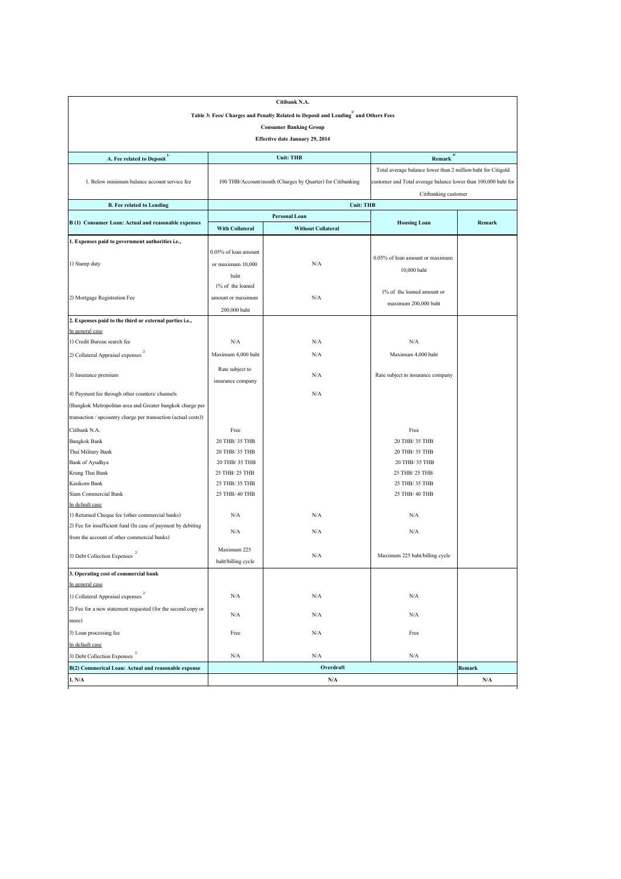| Citibank N.A. | | | | |
|---|---|---|---|---|
| Table 3: Fees/ Charges and Penalty Related to Deposit and Lending[1/] and Others Fees | | | | |
| Consumer Banking Group | | | | |
| Effective date January 29, 2014 | | | | |
| **A. Fee related to Deposit[3/]** | **Unit: THB** | | **Remark[4/]** | |
| 1. Below minimum balance account service fee | 100 THB/Account/month (Charges by Quarter) for Citibanking | | Total average balance lower than 2 million baht for Citigold customer and Total average balance lower than 100,000 baht for Citibanking customer | |
| **B. Fee related to Lending** | **Unit: THB** | | | |
| **B (1) Consumer Loan: Actual and reasonable expenses** | **Personal Loan** | | **Housing Loan** | **Remark** |
| | **With Collateral** | **Without Collateral** | | |
| **1. Expenses paid to government authorities i.e.,** | | | | |
| 1) Stamp duty | 0.05% of loan amount or maximum 10,000 baht | N/A | 0.05% of loan amount or maximum 10,000 baht | |
| 2) Mortgage Registration Fee | 1% of the loaned amount or maximum 200,000 baht | N/A | 1% of the loaned amount or maximum 200,000 baht | |
| **2. Expenses paid to the third or external parties i.e.,** | | | | |
| In general case | | | | |
| 1) Credit Bureau search fee | N/A | N/A | N/A | |
| 2) Collateral Appraisal expenses[2/] | Maximum 4,000 baht | N/A | Maximum 4,000 baht | |
| 3) Insurance premium | Rate subject to insurance company | N/A | Rate subject to insurance company | |
| 4) Payment fee through other counters/ channels (Bangkok Metropolitan area and Greater bangkok charge per transaction / upcountry charge per transaction (actual costs)) | | N/A | | |
| Citibank N.A. | Free | | Free | |
| Bangkok Bank | 20 THB/ 35 THB | | 20 THB/ 35 THB | |
| Thai Military Bank | 20 THB/ 35 THB | | 20 THB/ 35 THB | |
| Bank of Ayudhya | 20 THB/ 35 THB | | 20 THB/ 35 THB | |
| Krung Thai Bank | 25 THB/ 25 THB | | 25 THB/ 25 THB | |
| Kasikorn Bank | 25 THB/ 35 THB | | 25 THB/ 35 THB | |
| Siam Commercial Bank | 25 THB/ 40 THB | | 25 THB/ 40 THB | |
| In default case | | | | |
| 1) Returned Cheque fee (other commercial banks) | N/A | N/A | N/A | |
| 2) Fee for insufficient fund (In case of payment by debiting from the account of other commercial banks) | N/A | N/A | N/A | |
| 3) Debt Collection Expenses[2/] | Maximum 225 baht/billing cycle | N/A | Maximum 225 baht/billing cycle | |
| **3. Operating cost of commercial bank** | | | | |
| In general case | | | | |
| 1) Collateral Appraisal expenses[2/] | N/A | N/A | N/A | |
| 2) Fee for a new statement requested (for the second copy or more) | N/A | N/A | N/A | |
| 3) Loan processing fee | Free | N/A | Free | |
| In default case | | | | |
| 3) Debt Collection Expenses[2/] | N/A | N/A | N/A | |
| **B(2) Commerical Loan: Actual and reasonable expense** | **Overdraft** | | | **Remark** |
| **1. N/A** | **N/A** | | | **N/A** |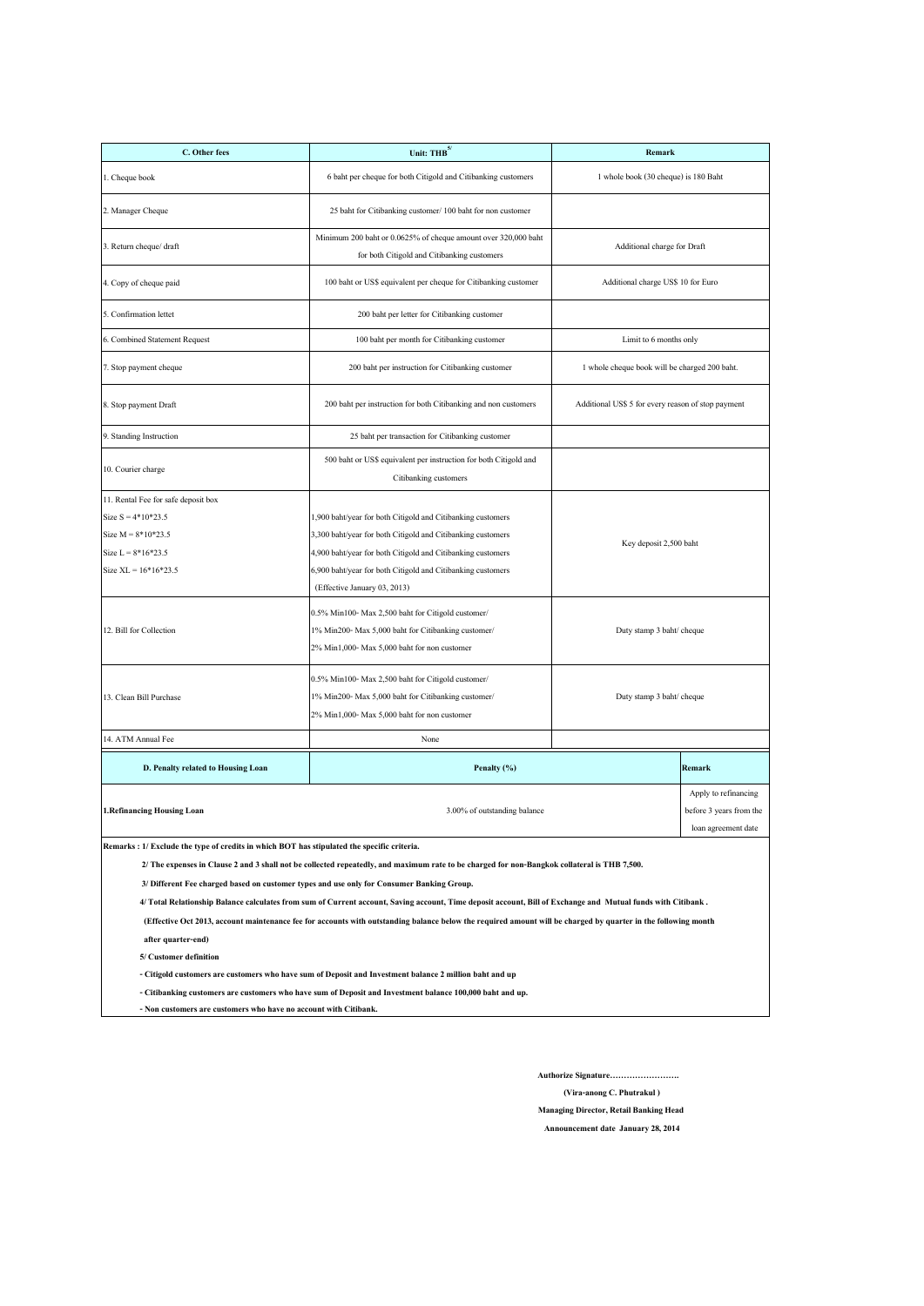| C. Other fees | Unit: THB[5] | Remark |
|---|---|---|
| 1. Cheque book | 6 baht per cheque for both Citigold and Citibanking customers | 1 whole book (30 cheque) is 180 Baht |
| 2. Manager Cheque | 25 baht for Citibanking customer/ 100 baht for non customer | |
| 3. Return cheque/ draft | Minimum 200 baht or 0.0625% of cheque amount over 320,000 baht for both Citigold and Citibanking customers | Additional charge for Draft |
| 4. Copy of cheque paid | 100 baht or US$ equivalent per cheque for Citibanking customer | Additional charge US$ 10 for Euro |
| 5. Confirmation lettet | 200 baht per letter for Citibanking customer | |
| 6. Combined Statement Request | 100 baht per month for Citibanking customer | Limit to 6 months only |
| 7. Stop payment cheque | 200 baht per instruction for Citiibanking customer | 1 whole cheque book will be charged 200 baht. |
| 8. Stop payment Draft | 200 baht per instruction for both Citibanking and non customers | Additional US$ 5 for every reason of stop payment |
| 9. Standing Instruction | 25 baht per transaction for Citibanking customer | |
| 10. Courier charge | 500 baht or US$ equivalent per instruction for both Citigold and Citibanking customers | |
| 11. Rental Fee for safe deposit box<br>Size S = 4*10*23.5<br>Size M = 8*10*23.5<br>Size L = 8*16*23.5<br>Size XL = 16*16*23.5 | <br>1,900 baht/year for both Citigold and Citibanking customers<br>3,300 baht/year for both Citigold and Citibanking customers<br>4,900 baht/year for both Citigold and Citibanking customers<br>6,900 baht/year for both Citigold and Citibanking customers<br>(Effective January 03, 2013) | Key deposit 2,500 baht |
| 12. Bill for Collection | 0.5% Min100- Max 2,500 baht for Citigold customer/<br>1% Min200- Max 5,000 baht for Citibanking customer/<br>2% Min1,000- Max 5,000 baht for non customer | Duty stamp 3 baht/ cheque |
| 13. Clean Bill Purchase | 0.5% Min100- Max 2,500 baht for Citigold customer/<br>1% Min200- Max 5,000 baht for Citibanking customer/<br>2% Min1,000- Max 5,000 baht for non customer | Duty stamp 3 baht/ cheque |
| 14. ATM Annual Fee | None | |

| D. Penalty related to Housing Loan | Penalty (%) | Remark |
|---|---|---|
| **1.Refinancing Housing Loan** | 3.00% of outstanding balance | Apply to refinancing before 3 years from the loan agreement date |

**Remarks : 1/ Exclude the type of credits in which BOT has stipulated the specific criteria.**

**2/ The expenses in Clause 2 and 3 shall not be collected repeatedly, and maximum rate to be charged for non-Bangkok collateral is THB 7,500.**

**3/ Different Fee charged based on customer types and use only for Consumer Banking Group.**

**4/ Total Relationship Balance calculates from sum of Current account, Saving account, Time deposit account, Bill of Exchange and Mutual funds with Citibank .**

**(Effective Oct 2013, account maintenance fee for accounts with outstanding balance below the required amount will be charged by quarter in the following month after quarter-end)**

**5/ Customer definition**

**- Citigold customers are customers who have sum of Deposit and Investment balance 2 million baht and up**

**- Citibanking customers are customers who have sum of Deposit and Investment balance 100,000 baht and up.**

**- Non customers are customers who have no account with Citibank.**

**Authorize Signature…………………….**

**(Vira-anong C. Phutrakul )**

**Managing Director, Retail Banking Head**

**Announcement date January 28, 2014**